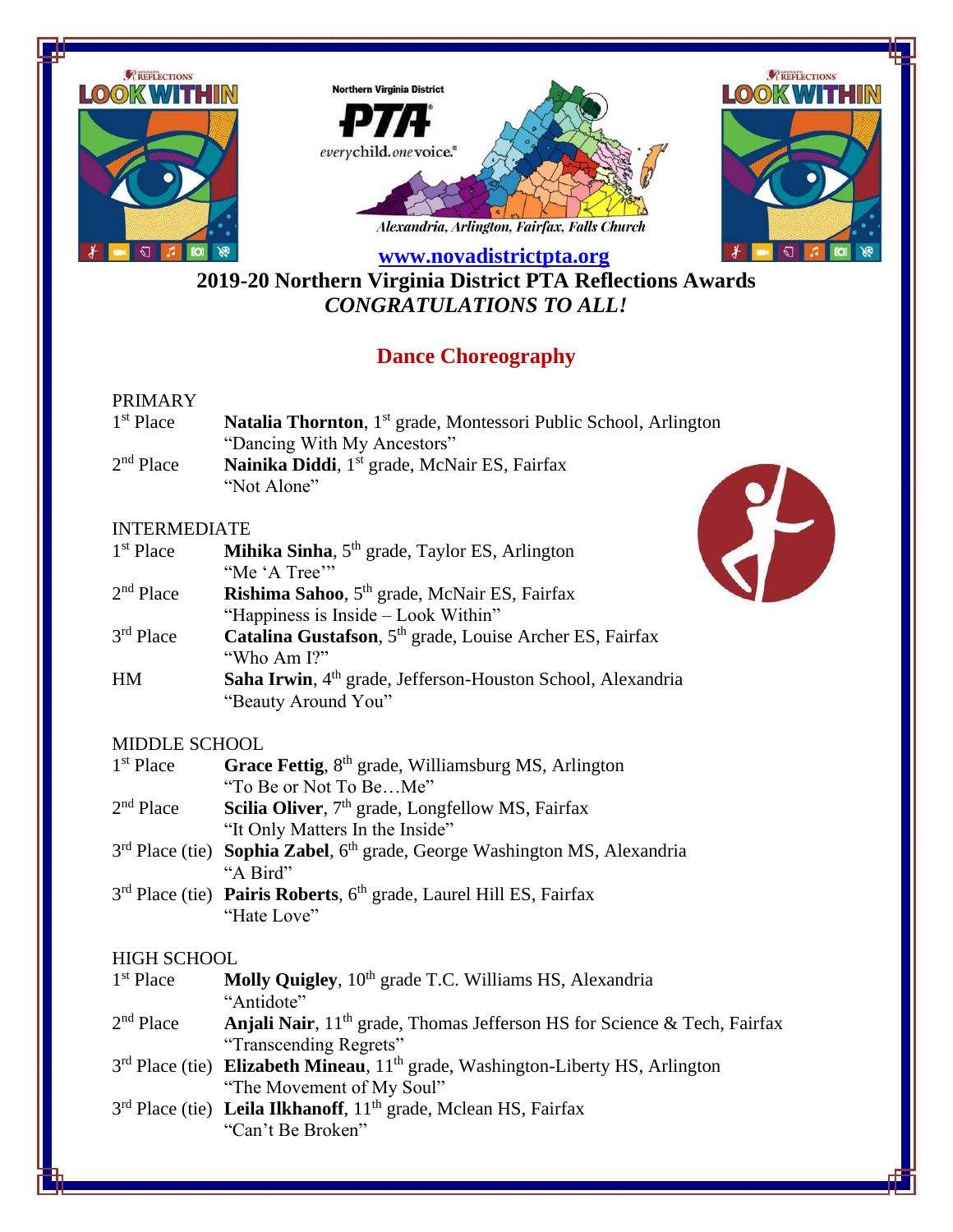Northern Virginia District PTA

*everychild.onevoice.*

*Alexandria, Arlington, Fairfax, Falls Church*

**www.novadistrictpta.org**

# 2019-20 Northern Virginia District PTA Reflections Awards

***CONGRATULATIONS TO ALL!***

## Dance Choreography

### PRIMARY

1st Place — **Natalia Thornton**, 1st grade, Montessori Public School, Arlington
"Dancing With My Ancestors"

2nd Place — **Nainika Diddi**, 1st grade, McNair ES, Fairfax
"Not Alone"

### INTERMEDIATE

1st Place — **Mihika Sinha**, 5th grade, Taylor ES, Arlington
"Me 'A Tree'"

2nd Place — **Rishima Sahoo**, 5th grade, McNair ES, Fairfax
"Happiness is Inside – Look Within"

3rd Place — **Catalina Gustafson**, 5th grade, Louise Archer ES, Fairfax
"Who Am I?"

HM — **Saha Irwin**, 4th grade, Jefferson-Houston School, Alexandria
"Beauty Around You"

### MIDDLE SCHOOL

1st Place — **Grace Fettig**, 8th grade, Williamsburg MS, Arlington
"To Be or Not To Be…Me"

2nd Place — **Scilia Oliver**, 7th grade, Longfellow MS, Fairfax
"It Only Matters In the Inside"

3rd Place (tie) — **Sophia Zabel**, 6th grade, George Washington MS, Alexandria
"A Bird"

3rd Place (tie) — **Pairis Roberts**, 6th grade, Laurel Hill ES, Fairfax
"Hate Love"

### HIGH SCHOOL

1st Place — **Molly Quigley**, 10th grade T.C. Williams HS, Alexandria
"Antidote"

2nd Place — **Anjali Nair**, 11th grade, Thomas Jefferson HS for Science & Tech, Fairfax
"Transcending Regrets"

3rd Place (tie) — **Elizabeth Mineau**, 11th grade, Washington-Liberty HS, Arlington
"The Movement of My Soul"

3rd Place (tie) — **Leila Ilkhanoff**, 11th grade, Mclean HS, Fairfax
"Can't Be Broken"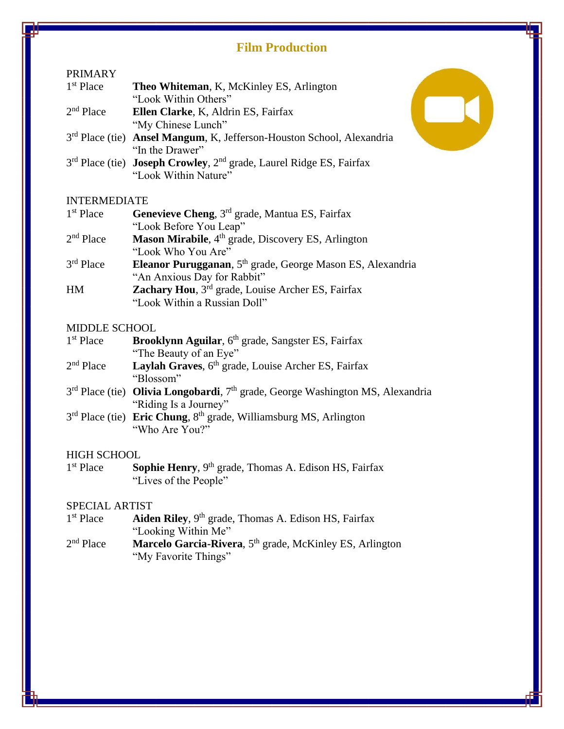# Film Production

PRIMARY

1st Place — **Theo Whiteman**, K, McKinley ES, Arlington
"Look Within Others"

2nd Place — **Ellen Clarke**, K, Aldrin ES, Fairfax
"My Chinese Lunch"

3rd Place (tie) — **Ansel Mangum**, K, Jefferson-Houston School, Alexandria
"In the Drawer"

3rd Place (tie) — **Joseph Crowley**, 2nd grade, Laurel Ridge ES, Fairfax
"Look Within Nature"

INTERMEDIATE

1st Place — **Genevieve Cheng**, 3rd grade, Mantua ES, Fairfax
"Look Before You Leap"

2nd Place — **Mason Mirabile**, 4th grade, Discovery ES, Arlington
"Look Who You Are"

3rd Place — **Eleanor Purugganan**, 5th grade, George Mason ES, Alexandria
"An Anxious Day for Rabbit"

HM — **Zachary Hou**, 3rd grade, Louise Archer ES, Fairfax
"Look Within a Russian Doll"

MIDDLE SCHOOL

1st Place — **Brooklynn Aguilar**, 6th grade, Sangster ES, Fairfax
"The Beauty of an Eye"

2nd Place — **Laylah Graves**, 6th grade, Louise Archer ES, Fairfax
"Blossom"

3rd Place (tie) — **Olivia Longobardi**, 7th grade, George Washington MS, Alexandria
"Riding Is a Journey"

3rd Place (tie) — **Eric Chung**, 8th grade, Williamsburg MS, Arlington
"Who Are You?"

HIGH SCHOOL

1st Place — **Sophie Henry**, 9th grade, Thomas A. Edison HS, Fairfax
"Lives of the People"

SPECIAL ARTIST

1st Place — **Aiden Riley**, 9th grade, Thomas A. Edison HS, Fairfax
"Looking Within Me"

2nd Place — **Marcelo Garcia-Rivera**, 5th grade, McKinley ES, Arlington
"My Favorite Things"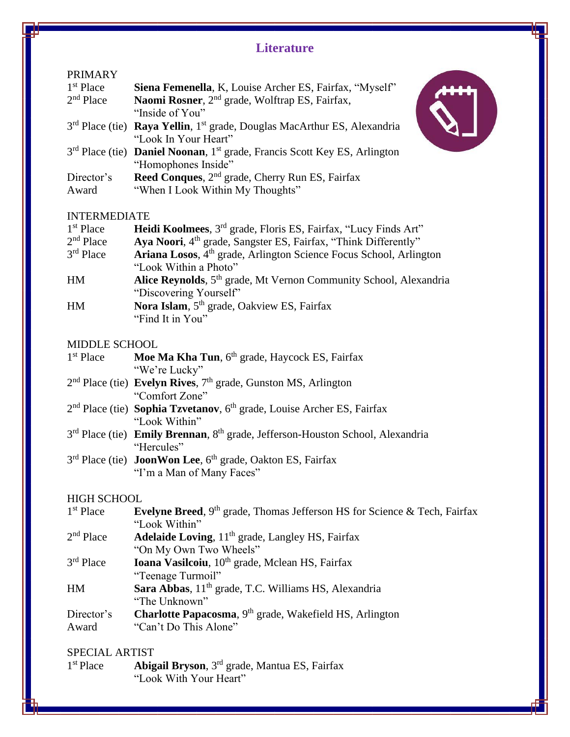# Literature

## PRIMARY

1st Place — **Siena Femenella**, K, Louise Archer ES, Fairfax, "Myself"

2nd Place — **Naomi Rosner**, 2nd grade, Wolftrap ES, Fairfax, "Inside of You"

3rd Place (tie) — **Raya Yellin**, 1st grade, Douglas MacArthur ES, Alexandria "Look In Your Heart"

3rd Place (tie) — **Daniel Noonan**, 1st grade, Francis Scott Key ES, Arlington "Homophones Inside"

Director's Award — **Reed Conques**, 2nd grade, Cherry Run ES, Fairfax "When I Look Within My Thoughts"

## INTERMEDIATE

1st Place — **Heidi Koolmees**, 3rd grade, Floris ES, Fairfax, "Lucy Finds Art"

2nd Place — **Aya Noori**, 4th grade, Sangster ES, Fairfax, "Think Differently"

3rd Place — **Ariana Losos**, 4th grade, Arlington Science Focus School, Arlington "Look Within a Photo"

HM — **Alice Reynolds**, 5th grade, Mt Vernon Community School, Alexandria "Discovering Yourself"

HM — **Nora Islam**, 5th grade, Oakview ES, Fairfax "Find It in You"

## MIDDLE SCHOOL

1st Place — **Moe Ma Kha Tun**, 6th grade, Haycock ES, Fairfax "We're Lucky"

2nd Place (tie) — **Evelyn Rives**, 7th grade, Gunston MS, Arlington "Comfort Zone"

2nd Place (tie) — **Sophia Tzvetanov**, 6th grade, Louise Archer ES, Fairfax "Look Within"

3rd Place (tie) — **Emily Brennan**, 8th grade, Jefferson-Houston School, Alexandria "Hercules"

3rd Place (tie) — **JoonWon Lee**, 6th grade, Oakton ES, Fairfax "I'm a Man of Many Faces"

## HIGH SCHOOL

1st Place — **Evelyne Breed**, 9th grade, Thomas Jefferson HS for Science & Tech, Fairfax "Look Within"

2nd Place — **Adelaide Loving**, 11th grade, Langley HS, Fairfax "On My Own Two Wheels"

3rd Place — **Ioana Vasilcoiu**, 10th grade, Mclean HS, Fairfax "Teenage Turmoil"

HM — **Sara Abbas**, 11th grade, T.C. Williams HS, Alexandria "The Unknown"

Director's Award — **Charlotte Papacosma**, 9th grade, Wakefield HS, Arlington "Can't Do This Alone"

## SPECIAL ARTIST

1st Place — **Abigail Bryson**, 3rd grade, Mantua ES, Fairfax "Look With Your Heart"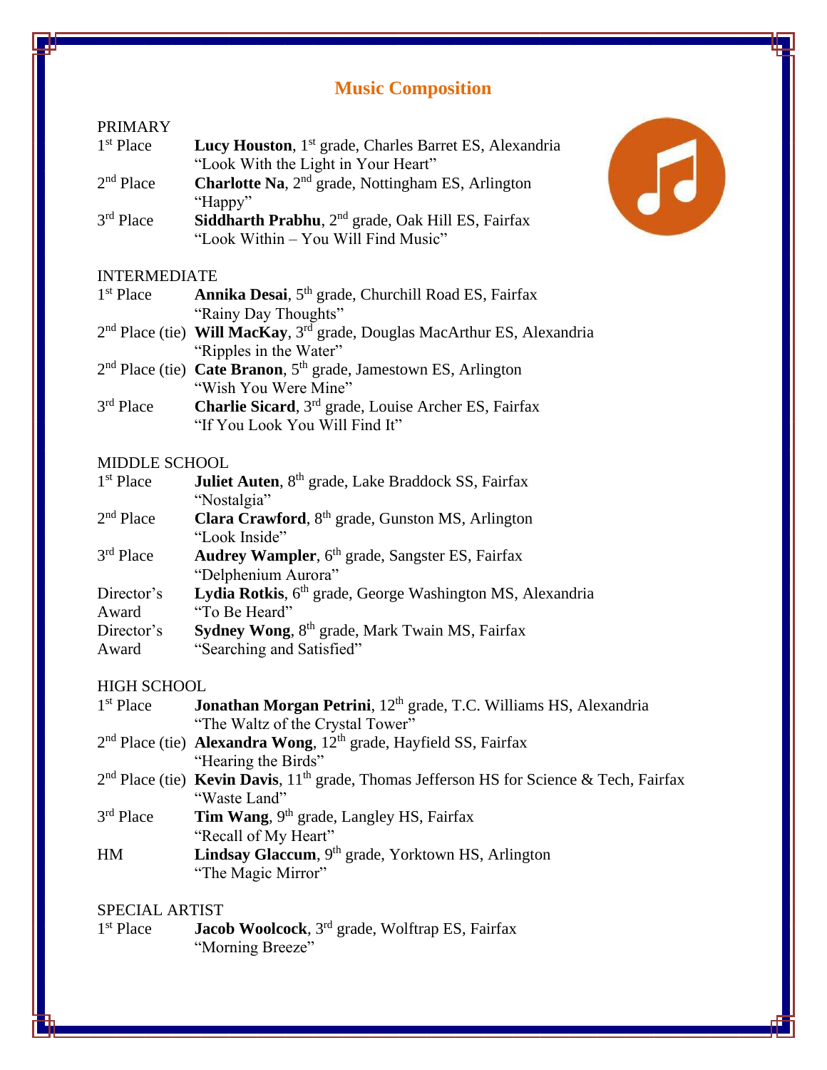# Music Composition

## PRIMARY

| | |
|---|---|
| 1st Place | **Lucy Houston**, 1st grade, Charles Barret ES, Alexandria<br>"Look With the Light in Your Heart" |
| 2nd Place | **Charlotte Na**, 2nd grade, Nottingham ES, Arlington<br>"Happy" |
| 3rd Place | **Siddharth Prabhu**, 2nd grade, Oak Hill ES, Fairfax<br>"Look Within – You Will Find Music" |

## INTERMEDIATE

| | |
|---|---|
| 1st Place | **Annika Desai**, 5th grade, Churchill Road ES, Fairfax<br>"Rainy Day Thoughts" |
| 2nd Place (tie) | **Will MacKay**, 3rd grade, Douglas MacArthur ES, Alexandria<br>"Ripples in the Water" |
| 2nd Place (tie) | **Cate Branon**, 5th grade, Jamestown ES, Arlington<br>"Wish You Were Mine" |
| 3rd Place | **Charlie Sicard**, 3rd grade, Louise Archer ES, Fairfax<br>"If You Look You Will Find It" |

## MIDDLE SCHOOL

| | |
|---|---|
| 1st Place | **Juliet Auten**, 8th grade, Lake Braddock SS, Fairfax<br>"Nostalgia" |
| 2nd Place | **Clara Crawford**, 8th grade, Gunston MS, Arlington<br>"Look Inside" |
| 3rd Place | **Audrey Wampler**, 6th grade, Sangster ES, Fairfax<br>"Delphenium Aurora" |
| Director's Award | **Lydia Rotkis**, 6th grade, George Washington MS, Alexandria<br>"To Be Heard" |
| Director's Award | **Sydney Wong**, 8th grade, Mark Twain MS, Fairfax<br>"Searching and Satisfied" |

## HIGH SCHOOL

| | |
|---|---|
| 1st Place | **Jonathan Morgan Petrini**, 12th grade, T.C. Williams HS, Alexandria<br>"The Waltz of the Crystal Tower" |
| 2nd Place (tie) | **Alexandra Wong**, 12th grade, Hayfield SS, Fairfax<br>"Hearing the Birds" |
| 2nd Place (tie) | **Kevin Davis**, 11th grade, Thomas Jefferson HS for Science & Tech, Fairfax<br>"Waste Land" |
| 3rd Place | **Tim Wang**, 9th grade, Langley HS, Fairfax<br>"Recall of My Heart" |
| HM | **Lindsay Glaccum**, 9th grade, Yorktown HS, Arlington<br>"The Magic Mirror" |

## SPECIAL ARTIST

| | |
|---|---|
| 1st Place | **Jacob Woolcock**, 3rd grade, Wolftrap ES, Fairfax<br>"Morning Breeze" |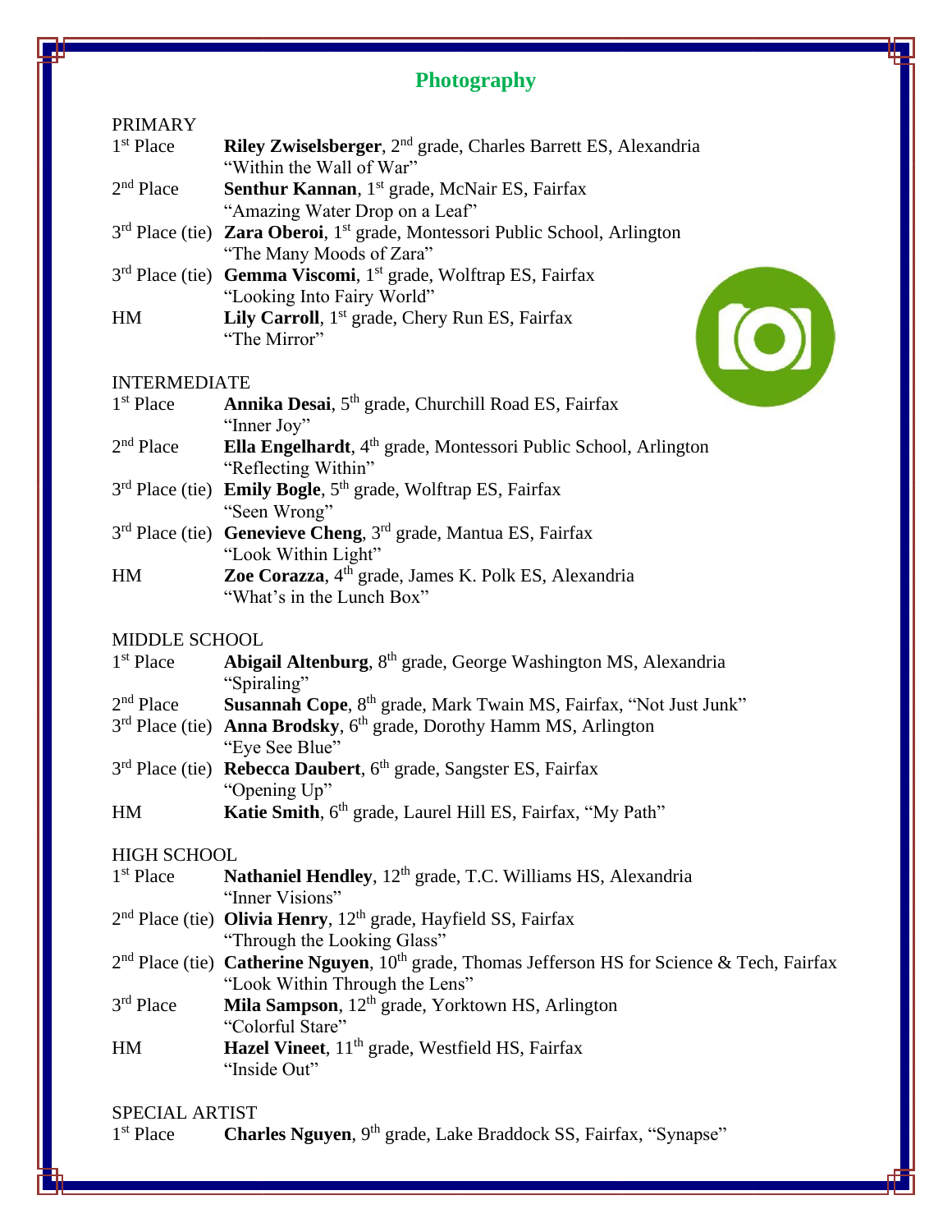## Photography

### PRIMARY

1st Place **Riley Zwiselsberger**, 2nd grade, Charles Barrett ES, Alexandria
"Within the Wall of War"

2nd Place **Senthur Kannan**, 1st grade, McNair ES, Fairfax
"Amazing Water Drop on a Leaf"

3rd Place (tie) **Zara Oberoi**, 1st grade, Montessori Public School, Arlington
"The Many Moods of Zara"

3rd Place (tie) **Gemma Viscomi**, 1st grade, Wolftrap ES, Fairfax
"Looking Into Fairy World"

HM **Lily Carroll**, 1st grade, Chery Run ES, Fairfax
"The Mirror"

### INTERMEDIATE

1st Place **Annika Desai**, 5th grade, Churchill Road ES, Fairfax
"Inner Joy"

2nd Place **Ella Engelhardt**, 4th grade, Montessori Public School, Arlington
"Reflecting Within"

3rd Place (tie) **Emily Bogle**, 5th grade, Wolftrap ES, Fairfax
"Seen Wrong"

3rd Place (tie) **Genevieve Cheng**, 3rd grade, Mantua ES, Fairfax
"Look Within Light"

HM **Zoe Corazza**, 4th grade, James K. Polk ES, Alexandria
"What's in the Lunch Box"

### MIDDLE SCHOOL

1st Place **Abigail Altenburg**, 8th grade, George Washington MS, Alexandria
"Spiraling"

2nd Place **Susannah Cope**, 8th grade, Mark Twain MS, Fairfax, "Not Just Junk"

3rd Place (tie) **Anna Brodsky**, 6th grade, Dorothy Hamm MS, Arlington
"Eye See Blue"

3rd Place (tie) **Rebecca Daubert**, 6th grade, Sangster ES, Fairfax
"Opening Up"

HM **Katie Smith**, 6th grade, Laurel Hill ES, Fairfax, "My Path"

### HIGH SCHOOL

1st Place **Nathaniel Hendley**, 12th grade, T.C. Williams HS, Alexandria
"Inner Visions"

2nd Place (tie) **Olivia Henry**, 12th grade, Hayfield SS, Fairfax
"Through the Looking Glass"

2nd Place (tie) **Catherine Nguyen**, 10th grade, Thomas Jefferson HS for Science & Tech, Fairfax
"Look Within Through the Lens"

3rd Place **Mila Sampson**, 12th grade, Yorktown HS, Arlington
"Colorful Stare"

HM **Hazel Vineet**, 11th grade, Westfield HS, Fairfax
"Inside Out"

### SPECIAL ARTIST

1st Place **Charles Nguyen**, 9th grade, Lake Braddock SS, Fairfax, "Synapse"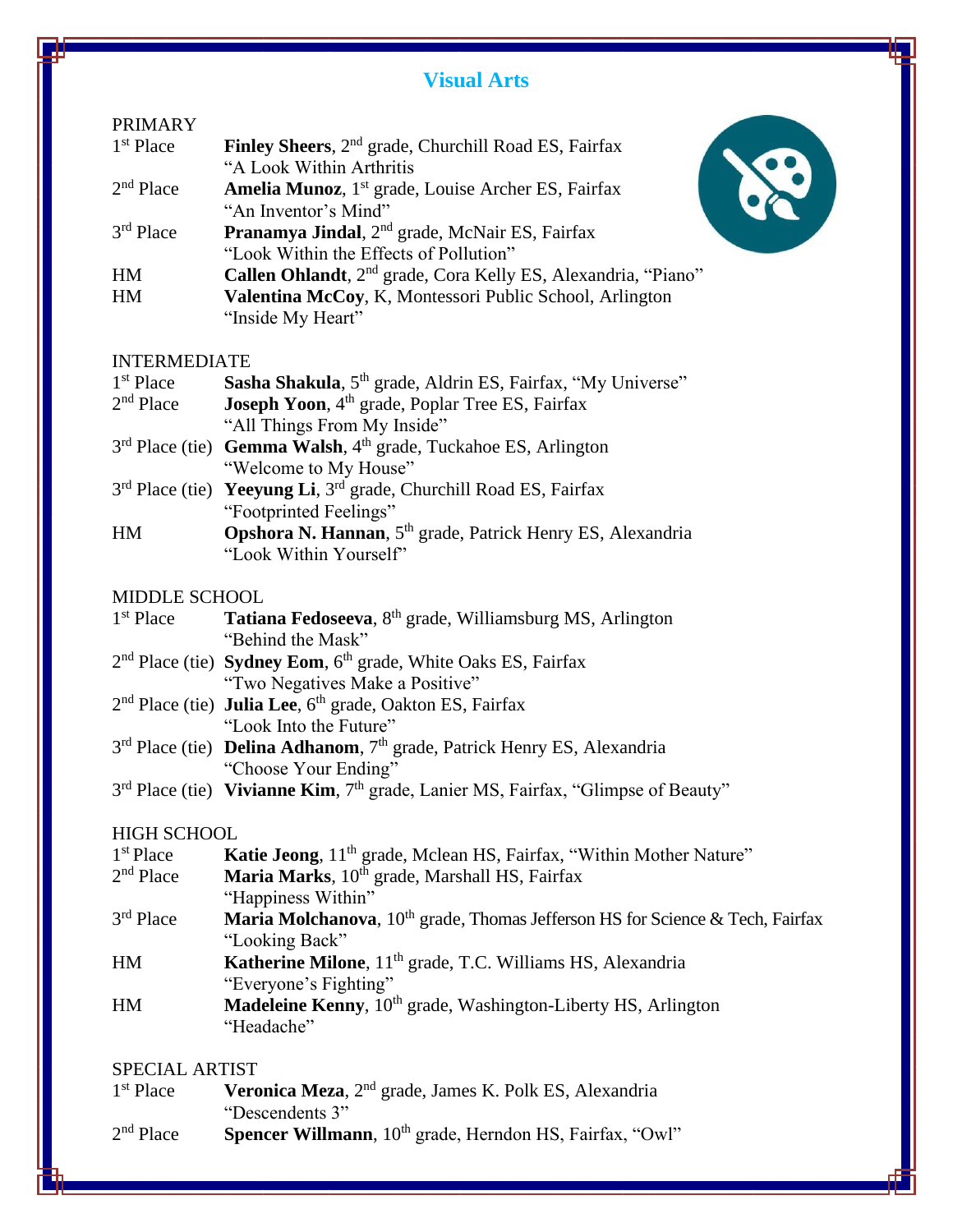## Visual Arts

### PRIMARY

| | |
|---|---|
| 1st Place | **Finley Sheers**, 2nd grade, Churchill Road ES, Fairfax "A Look Within Arthritis |
| 2nd Place | **Amelia Munoz**, 1st grade, Louise Archer ES, Fairfax "An Inventor's Mind" |
| 3rd Place | **Pranamya Jindal**, 2nd grade, McNair ES, Fairfax "Look Within the Effects of Pollution" |
| HM | **Callen Ohlandt**, 2nd grade, Cora Kelly ES, Alexandria, "Piano" |
| HM | **Valentina McCoy**, K, Montessori Public School, Arlington "Inside My Heart" |

### INTERMEDIATE

| | |
|---|---|
| 1st Place | **Sasha Shakula**, 5th grade, Aldrin ES, Fairfax, "My Universe" |
| 2nd Place | **Joseph Yoon**, 4th grade, Poplar Tree ES, Fairfax "All Things From My Inside" |
| 3rd Place (tie) | **Gemma Walsh**, 4th grade, Tuckahoe ES, Arlington "Welcome to My House" |
| 3rd Place (tie) | **Yeeyung Li**, 3rd grade, Churchill Road ES, Fairfax "Footprinted Feelings" |
| HM | **Opshora N. Hannan**, 5th grade, Patrick Henry ES, Alexandria "Look Within Yourself" |

### MIDDLE SCHOOL

| | |
|---|---|
| 1st Place | **Tatiana Fedoseeva**, 8th grade, Williamsburg MS, Arlington "Behind the Mask" |
| 2nd Place (tie) | **Sydney Eom**, 6th grade, White Oaks ES, Fairfax "Two Negatives Make a Positive" |
| 2nd Place (tie) | **Julia Lee**, 6th grade, Oakton ES, Fairfax "Look Into the Future" |
| 3rd Place (tie) | **Delina Adhanom**, 7th grade, Patrick Henry ES, Alexandria "Choose Your Ending" |
| 3rd Place (tie) | **Vivianne Kim**, 7th grade, Lanier MS, Fairfax, "Glimpse of Beauty" |

### HIGH SCHOOL

| | |
|---|---|
| 1st Place | **Katie Jeong**, 11th grade, Mclean HS, Fairfax, "Within Mother Nature" |
| 2nd Place | **Maria Marks**, 10th grade, Marshall HS, Fairfax "Happiness Within" |
| 3rd Place | **Maria Molchanova**, 10th grade, Thomas Jefferson HS for Science & Tech, Fairfax "Looking Back" |
| HM | **Katherine Milone**, 11th grade, T.C. Williams HS, Alexandria "Everyone's Fighting" |
| HM | **Madeleine Kenny**, 10th grade, Washington-Liberty HS, Arlington "Headache" |

### SPECIAL ARTIST

| | |
|---|---|
| 1st Place | **Veronica Meza**, 2nd grade, James K. Polk ES, Alexandria "Descendents 3" |
| 2nd Place | **Spencer Willmann**, 10th grade, Herndon HS, Fairfax, "Owl" |